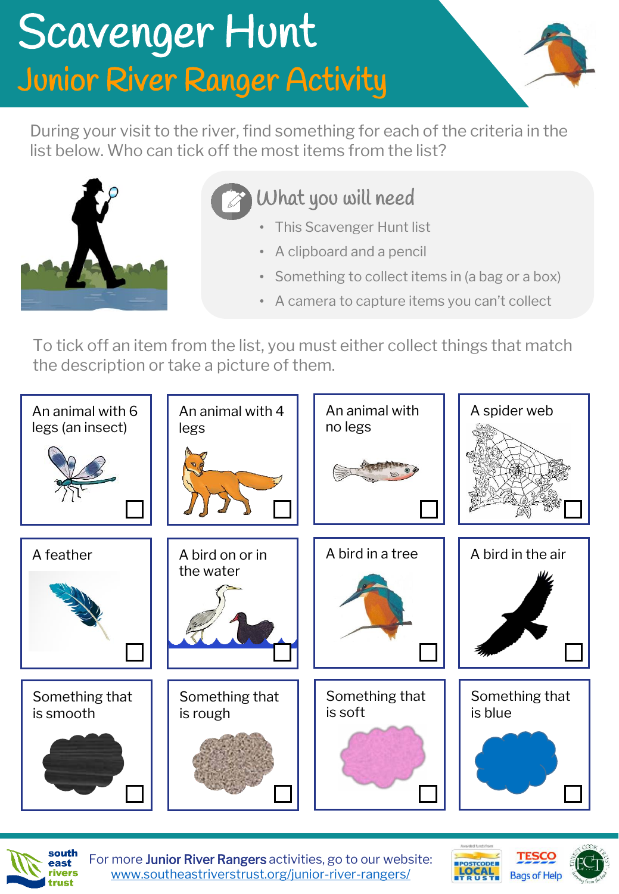# Scavenger Hunt

## Junior River Ranger Activity

During your visit to the river, find something for each of the criteria in the list below. Who can tick off the most items from the list?

### What you will need

- This Scavenger Hunt list
- A clipboard and a pencil
- Something to collect items in (a bag or a box)
- A camera to capture items you can't collect

To tick off an item from the list, you must either collect things that match the description or take a picture of them.

| | | | |
|---|---|---|---|
| An animal with 6 legs (an insect) ☐ | An animal with 4 legs ☐ | An animal with no legs ☐ | A spider web ☐ |
| A feather ☐ | A bird on or in the water ☐ | A bird in a tree ☐ | A bird in the air ☐ |
| Something that is smooth ☐ | Something that is rough ☐ | Something that is soft ☐ | Something that is blue ☐ |

For more **Junior River Rangers** activities, go to our website: [www.southeastriverstrust.org/junior-river-rangers/](www.southeastriverstrust.org/junior-river-rangers/)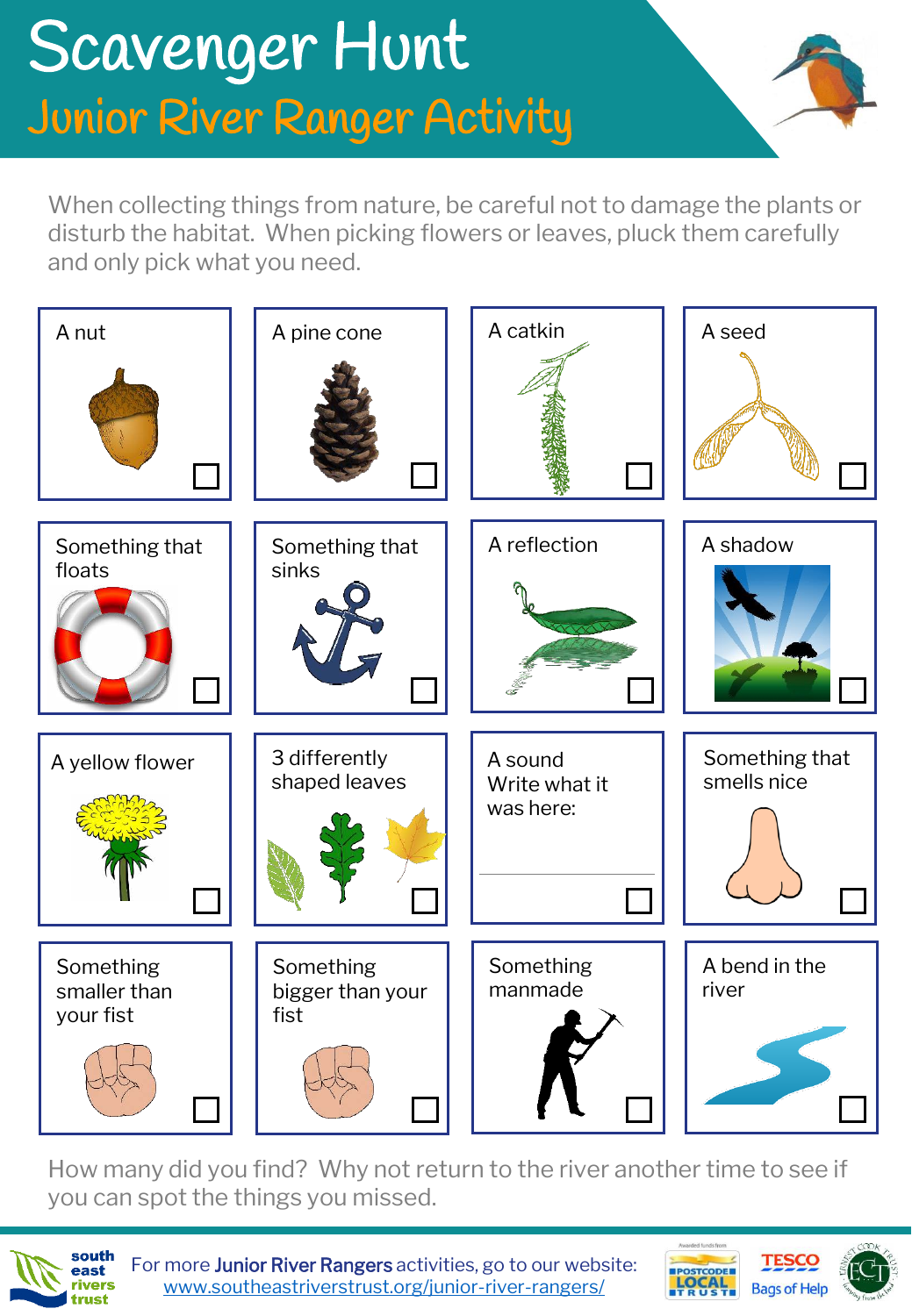# Scavenger Hunt

## Junior River Ranger Activity

When collecting things from nature, be careful not to damage the plants or disturb the habitat. When picking flowers or leaves, pluck them carefully and only pick what you need.

| | | | |
|---|---|---|---|
| A nut ☐ | A pine cone ☐ | A catkin ☐ | A seed ☐ |
| Something that floats ☐ | Something that sinks ☐ | A reflection ☐ | A shadow ☐ |
| A yellow flower ☐ | 3 differently shaped leaves ☐ | A sound Write what it was here: ______ ☐ | Something that smells nice ☐ |
| Something smaller than your fist ☐ | Something bigger than your fist ☐ | Something manmade ☐ | A bend in the river ☐ |

How many did you find? Why not return to the river another time to see if you can spot the things you missed.

south east rivers trust

For more **Junior River Rangers** activities, go to our website:
www.southeastriverstrust.org/junior-river-rangers/

Awarded funds from POSTCODE LOCAL TRUST

TESCO Bags of Help